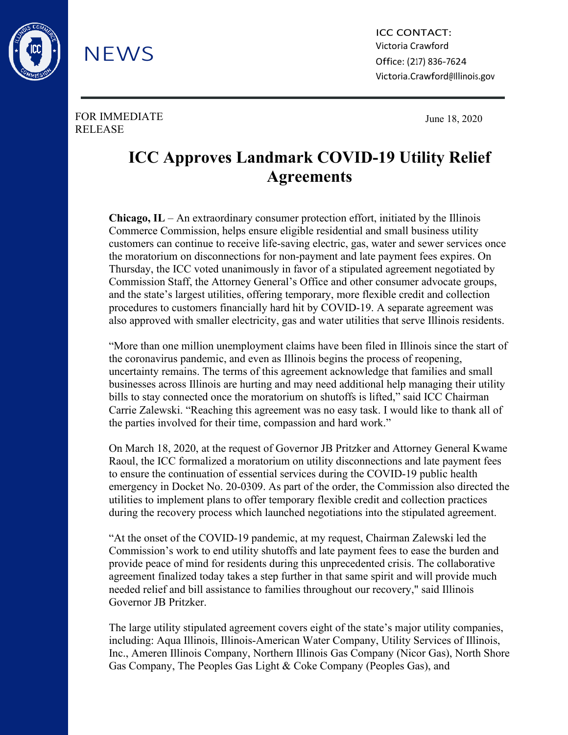NEWS

ICC CONTACT:
Victoria Crawford
Office: (217) 836-7624
Victoria.Crawford@Illinois.gov

FOR IMMEDIATE RELEASE

June 18, 2020

# ICC Approves Landmark COVID-19 Utility Relief Agreements

**Chicago, IL** – An extraordinary consumer protection effort, initiated by the Illinois Commerce Commission, helps ensure eligible residential and small business utility customers can continue to receive life-saving electric, gas, water and sewer services once the moratorium on disconnections for non-payment and late payment fees expires. On Thursday, the ICC voted unanimously in favor of a stipulated agreement negotiated by Commission Staff, the Attorney General's Office and other consumer advocate groups, and the state's largest utilities, offering temporary, more flexible credit and collection procedures to customers financially hard hit by COVID-19. A separate agreement was also approved with smaller electricity, gas and water utilities that serve Illinois residents.

"More than one million unemployment claims have been filed in Illinois since the start of the coronavirus pandemic, and even as Illinois begins the process of reopening, uncertainty remains. The terms of this agreement acknowledge that families and small businesses across Illinois are hurting and may need additional help managing their utility bills to stay connected once the moratorium on shutoffs is lifted," said ICC Chairman Carrie Zalewski. "Reaching this agreement was no easy task. I would like to thank all of the parties involved for their time, compassion and hard work."

On March 18, 2020, at the request of Governor JB Pritzker and Attorney General Kwame Raoul, the ICC formalized a moratorium on utility disconnections and late payment fees to ensure the continuation of essential services during the COVID-19 public health emergency in Docket No. 20-0309. As part of the order, the Commission also directed the utilities to implement plans to offer temporary flexible credit and collection practices during the recovery process which launched negotiations into the stipulated agreement.

"At the onset of the COVID-19 pandemic, at my request, Chairman Zalewski led the Commission's work to end utility shutoffs and late payment fees to ease the burden and provide peace of mind for residents during this unprecedented crisis. The collaborative agreement finalized today takes a step further in that same spirit and will provide much needed relief and bill assistance to families throughout our recovery," said Illinois Governor JB Pritzker.

The large utility stipulated agreement covers eight of the state's major utility companies, including: Aqua Illinois, Illinois-American Water Company, Utility Services of Illinois, Inc., Ameren Illinois Company, Northern Illinois Gas Company (Nicor Gas), North Shore Gas Company, The Peoples Gas Light & Coke Company (Peoples Gas), and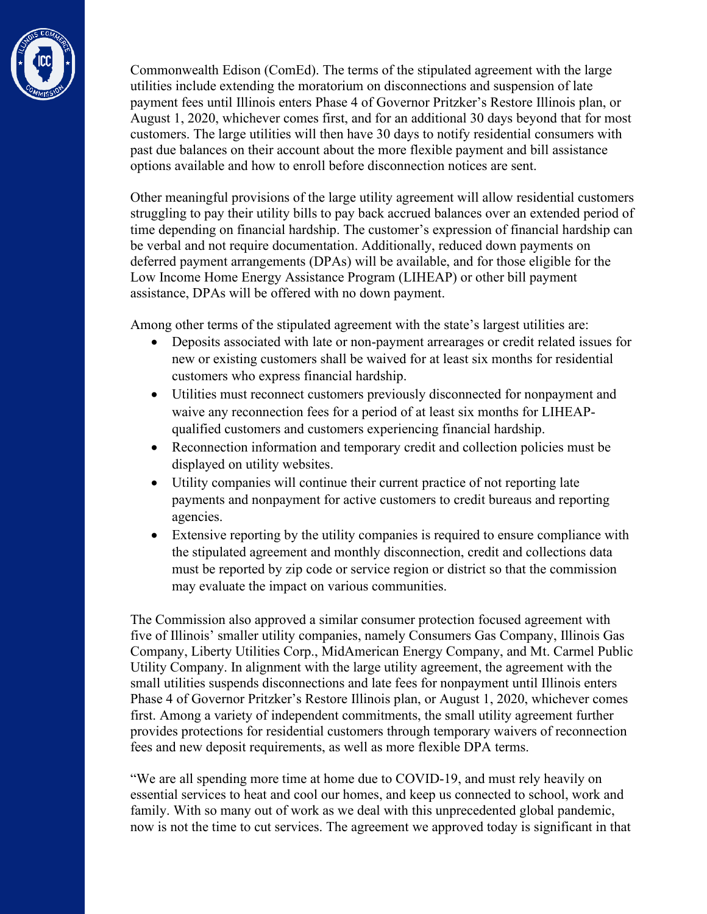Commonwealth Edison (ComEd). The terms of the stipulated agreement with the large utilities include extending the moratorium on disconnections and suspension of late payment fees until Illinois enters Phase 4 of Governor Pritzker's Restore Illinois plan, or August 1, 2020, whichever comes first, and for an additional 30 days beyond that for most customers. The large utilities will then have 30 days to notify residential consumers with past due balances on their account about the more flexible payment and bill assistance options available and how to enroll before disconnection notices are sent.

Other meaningful provisions of the large utility agreement will allow residential customers struggling to pay their utility bills to pay back accrued balances over an extended period of time depending on financial hardship. The customer's expression of financial hardship can be verbal and not require documentation. Additionally, reduced down payments on deferred payment arrangements (DPAs) will be available, and for those eligible for the Low Income Home Energy Assistance Program (LIHEAP) or other bill payment assistance, DPAs will be offered with no down payment.

Among other terms of the stipulated agreement with the state's largest utilities are:

- Deposits associated with late or non-payment arrearages or credit related issues for new or existing customers shall be waived for at least six months for residential customers who express financial hardship.
- Utilities must reconnect customers previously disconnected for nonpayment and waive any reconnection fees for a period of at least six months for LIHEAP-qualified customers and customers experiencing financial hardship.
- Reconnection information and temporary credit and collection policies must be displayed on utility websites.
- Utility companies will continue their current practice of not reporting late payments and nonpayment for active customers to credit bureaus and reporting agencies.
- Extensive reporting by the utility companies is required to ensure compliance with the stipulated agreement and monthly disconnection, credit and collections data must be reported by zip code or service region or district so that the commission may evaluate the impact on various communities.

The Commission also approved a similar consumer protection focused agreement with five of Illinois' smaller utility companies, namely Consumers Gas Company, Illinois Gas Company, Liberty Utilities Corp., MidAmerican Energy Company, and Mt. Carmel Public Utility Company. In alignment with the large utility agreement, the agreement with the small utilities suspends disconnections and late fees for nonpayment until Illinois enters Phase 4 of Governor Pritzker's Restore Illinois plan, or August 1, 2020, whichever comes first. Among a variety of independent commitments, the small utility agreement further provides protections for residential customers through temporary waivers of reconnection fees and new deposit requirements, as well as more flexible DPA terms.

"We are all spending more time at home due to COVID-19, and must rely heavily on essential services to heat and cool our homes, and keep us connected to school, work and family. With so many out of work as we deal with this unprecedented global pandemic, now is not the time to cut services. The agreement we approved today is significant in that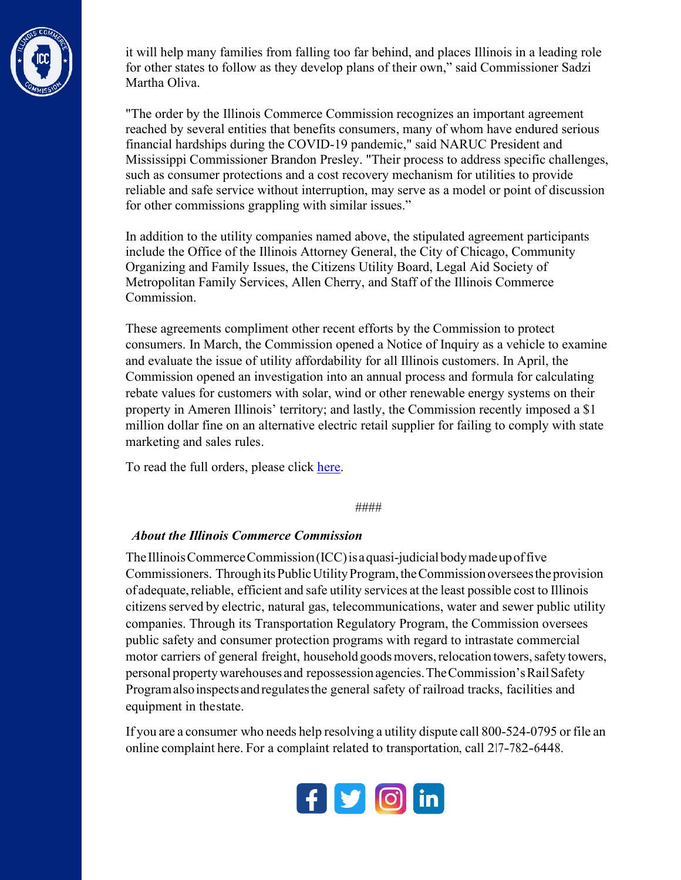it will help many families from falling too far behind, and places Illinois in a leading role for other states to follow as they develop plans of their own," said Commissioner Sadzi Martha Oliva.

"The order by the Illinois Commerce Commission recognizes an important agreement reached by several entities that benefits consumers, many of whom have endured serious financial hardships during the COVID-19 pandemic," said NARUC President and Mississippi Commissioner Brandon Presley. "Their process to address specific challenges, such as consumer protections and a cost recovery mechanism for utilities to provide reliable and safe service without interruption, may serve as a model or point of discussion for other commissions grappling with similar issues."

In addition to the utility companies named above, the stipulated agreement participants include the Office of the Illinois Attorney General, the City of Chicago, Community Organizing and Family Issues, the Citizens Utility Board, Legal Aid Society of Metropolitan Family Services, Allen Cherry, and Staff of the Illinois Commerce Commission.

These agreements compliment other recent efforts by the Commission to protect consumers. In March, the Commission opened a Notice of Inquiry as a vehicle to examine and evaluate the issue of utility affordability for all Illinois customers. In April, the Commission opened an investigation into an annual process and formula for calculating rebate values for customers with solar, wind or other renewable energy systems on their property in Ameren Illinois' territory; and lastly, the Commission recently imposed a $1 million dollar fine on an alternative electric retail supplier for failing to comply with state marketing and sales rules.

To read the full orders, please click [here](#).

####

***About the Illinois Commerce Commission***

The Illinois Commerce Commission (ICC) is a quasi-judicial body made up of five Commissioners. Through its Public Utility Program, the Commission oversees the provision of adequate, reliable, efficient and safe utility services at the least possible cost to Illinois citizens served by electric, natural gas, telecommunications, water and sewer public utility companies. Through its Transportation Regulatory Program, the Commission oversees public safety and consumer protection programs with regard to intrastate commercial motor carriers of general freight, household goods movers, relocation towers, safety towers, personal property warehouses and repossession agencies. The Commission's Rail Safety Program also inspects and regulates the general safety of railroad tracks, facilities and equipment in the state.

If you are a consumer who needs help resolving a utility dispute call 800-524-0795 or file an online complaint here. For a complaint related to transportation, call 217-782-6448.